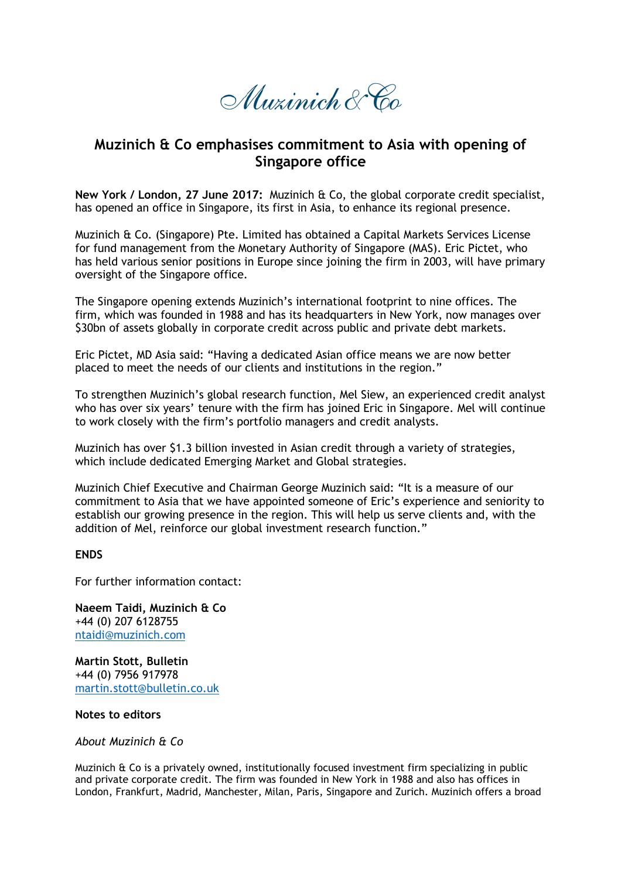Muzinich & Co

# Muzinich & Co emphasises commitment to Asia with opening of Singapore office

**New York / London, 27 June 2017:** Muzinich & Co, the global corporate credit specialist, has opened an office in Singapore, its first in Asia, to enhance its regional presence.

Muzinich & Co. (Singapore) Pte. Limited has obtained a Capital Markets Services License for fund management from the Monetary Authority of Singapore (MAS). Eric Pictet, who has held various senior positions in Europe since joining the firm in 2003, will have primary oversight of the Singapore office.

The Singapore opening extends Muzinich's international footprint to nine offices. The firm, which was founded in 1988 and has its headquarters in New York, now manages over $30bn of assets globally in corporate credit across public and private debt markets.

Eric Pictet, MD Asia said: "Having a dedicated Asian office means we are now better placed to meet the needs of our clients and institutions in the region."

To strengthen Muzinich's global research function, Mel Siew, an experienced credit analyst who has over six years' tenure with the firm has joined Eric in Singapore. Mel will continue to work closely with the firm's portfolio managers and credit analysts.

Muzinich has over $1.3 billion invested in Asian credit through a variety of strategies, which include dedicated Emerging Market and Global strategies.

Muzinich Chief Executive and Chairman George Muzinich said: "It is a measure of our commitment to Asia that we have appointed someone of Eric's experience and seniority to establish our growing presence in the region. This will help us serve clients and, with the addition of Mel, reinforce our global investment research function."

**ENDS**

For further information contact:

**Naeem Taidi, Muzinich & Co**
+44 (0) 207 6128755
ntaidi@muzinich.com

**Martin Stott, Bulletin**
+44 (0) 7956 917978
martin.stott@bulletin.co.uk

**Notes to editors**

*About Muzinich & Co*

Muzinich & Co is a privately owned, institutionally focused investment firm specializing in public and private corporate credit. The firm was founded in New York in 1988 and also has offices in London, Frankfurt, Madrid, Manchester, Milan, Paris, Singapore and Zurich. Muzinich offers a broad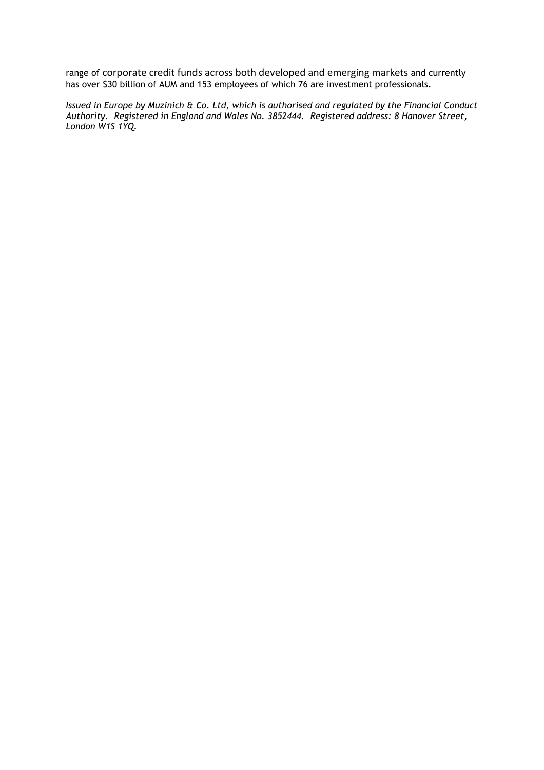range of corporate credit funds across both developed and emerging markets and currently has over $30 billion of AUM and 153 employees of which 76 are investment professionals.

*Issued in Europe by Muzinich & Co. Ltd, which is authorised and regulated by the Financial Conduct Authority. Registered in England and Wales No. 3852444. Registered address: 8 Hanover Street, London W1S 1YQ.*